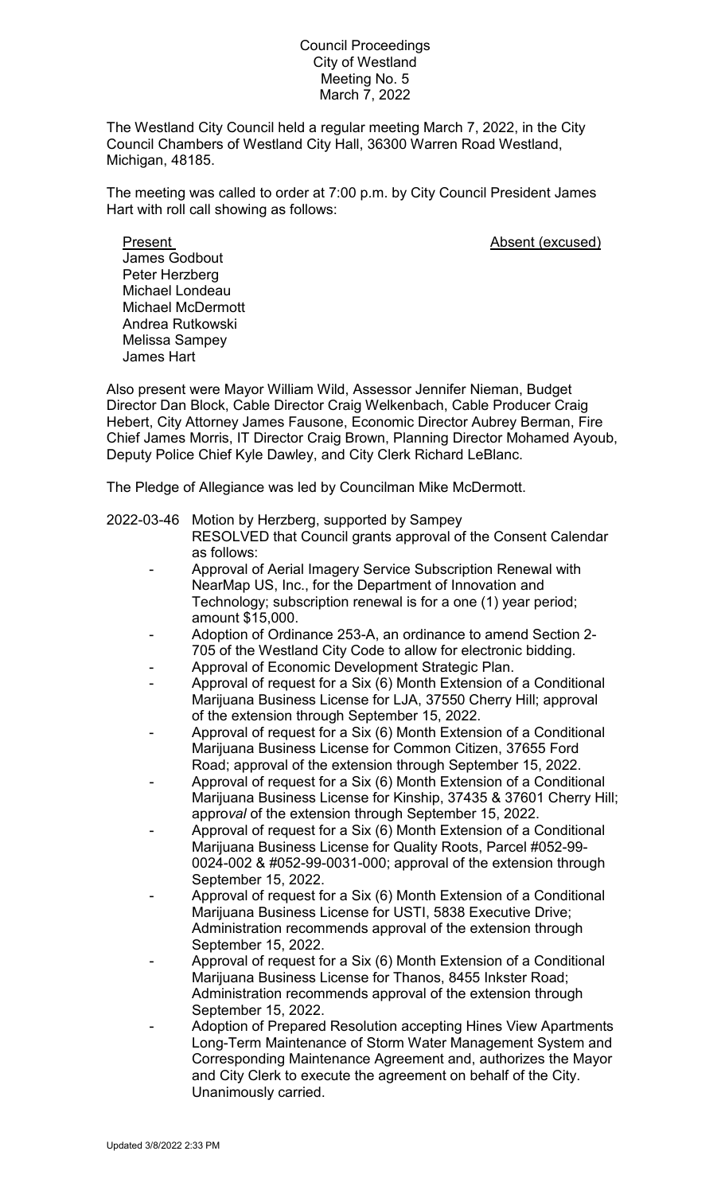Council Proceedings
City of Westland
Meeting No. 5
March 7, 2022

The Westland City Council held a regular meeting March 7, 2022, in the City Council Chambers of Westland City Hall, 36300 Warren Road Westland, Michigan, 48185.

The meeting was called to order at 7:00 p.m. by City Council President James Hart with roll call showing as follows:

| Present | Absent (excused) |
|---|---|
| James Godbout | |
| Peter Herzberg | |
| Michael Londeau | |
| Michael McDermott | |
| Andrea Rutkowski | |
| Melissa Sampey | |
| James Hart | |

Also present were Mayor William Wild, Assessor Jennifer Nieman, Budget Director Dan Block, Cable Director Craig Welkenbach, Cable Producer Craig Hebert, City Attorney James Fausone, Economic Director Aubrey Berman, Fire Chief James Morris, IT Director Craig Brown, Planning Director Mohamed Ayoub, Deputy Police Chief Kyle Dawley, and City Clerk Richard LeBlanc.

The Pledge of Allegiance was led by Councilman Mike McDermott.

2022-03-46 Motion by Herzberg, supported by Sampey
RESOLVED that Council grants approval of the Consent Calendar as follows:

- Approval of Aerial Imagery Service Subscription Renewal with NearMap US, Inc., for the Department of Innovation and Technology; subscription renewal is for a one (1) year period; amount $15,000.
- Adoption of Ordinance 253-A, an ordinance to amend Section 2-705 of the Westland City Code to allow for electronic bidding.
- Approval of Economic Development Strategic Plan.
- Approval of request for a Six (6) Month Extension of a Conditional Marijuana Business License for LJA, 37550 Cherry Hill; approval of the extension through September 15, 2022.
- Approval of request for a Six (6) Month Extension of a Conditional Marijuana Business License for Common Citizen, 37655 Ford Road; approval of the extension through September 15, 2022.
- Approval of request for a Six (6) Month Extension of a Conditional Marijuana Business License for Kinship, 37435 & 37601 Cherry Hill; approval of the extension through September 15, 2022.
- Approval of request for a Six (6) Month Extension of a Conditional Marijuana Business License for Quality Roots, Parcel #052-99-0024-002 & #052-99-0031-000; approval of the extension through September 15, 2022.
- Approval of request for a Six (6) Month Extension of a Conditional Marijuana Business License for USTI, 5838 Executive Drive; Administration recommends approval of the extension through September 15, 2022.
- Approval of request for a Six (6) Month Extension of a Conditional Marijuana Business License for Thanos, 8455 Inkster Road; Administration recommends approval of the extension through September 15, 2022.
- Adoption of Prepared Resolution accepting Hines View Apartments Long-Term Maintenance of Storm Water Management System and Corresponding Maintenance Agreement and, authorizes the Mayor and City Clerk to execute the agreement on behalf of the City.

Unanimously carried.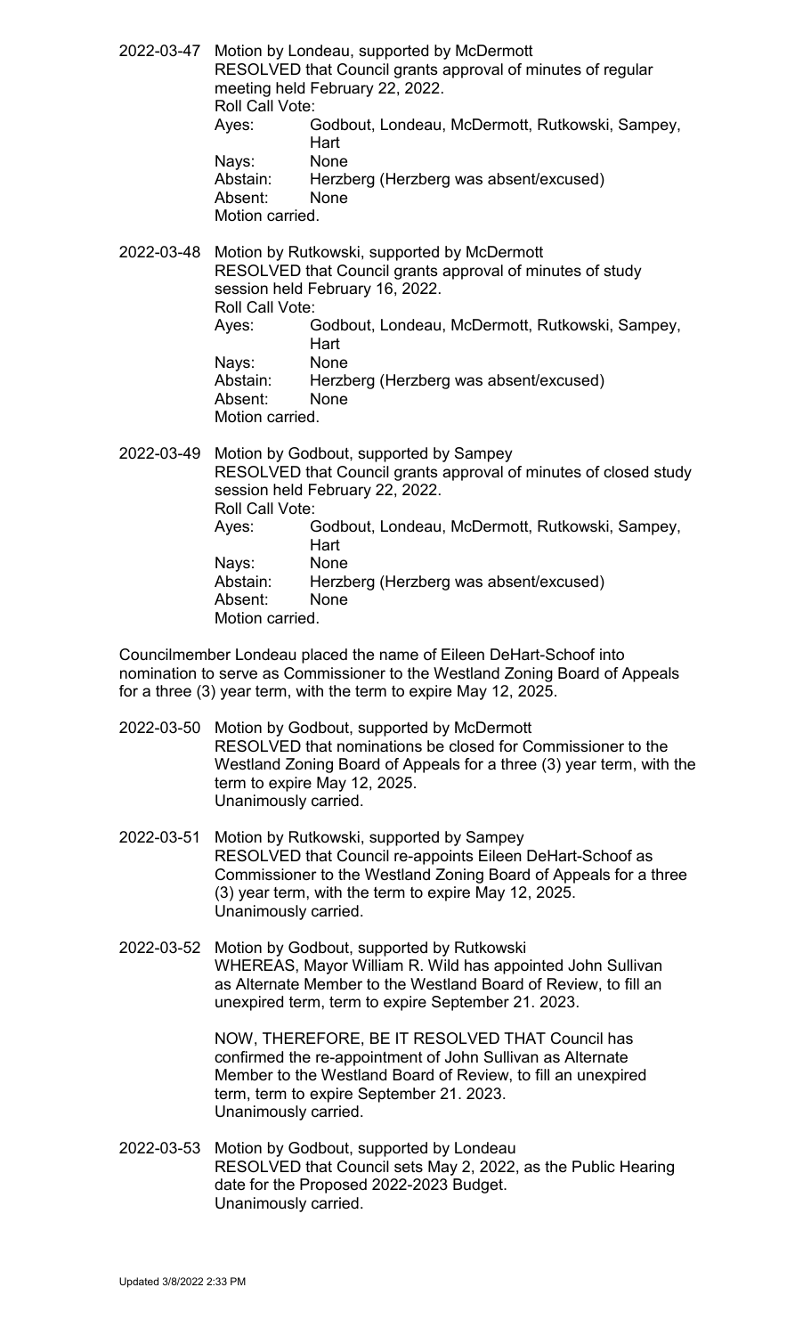2022-03-47 Motion by Londeau, supported by McDermott
RESOLVED that Council grants approval of minutes of regular meeting held February 22, 2022.
Roll Call Vote:
Ayes: Godbout, Londeau, McDermott, Rutkowski, Sampey, Hart
Nays: None
Abstain: Herzberg (Herzberg was absent/excused)
Absent: None
Motion carried.

2022-03-48 Motion by Rutkowski, supported by McDermott
RESOLVED that Council grants approval of minutes of study session held February 16, 2022.
Roll Call Vote:
Ayes: Godbout, Londeau, McDermott, Rutkowski, Sampey, Hart
Nays: None
Abstain: Herzberg (Herzberg was absent/excused)
Absent: None
Motion carried.

2022-03-49 Motion by Godbout, supported by Sampey
RESOLVED that Council grants approval of minutes of closed study session held February 22, 2022.
Roll Call Vote:
Ayes: Godbout, Londeau, McDermott, Rutkowski, Sampey, Hart
Nays: None
Abstain: Herzberg (Herzberg was absent/excused)
Absent: None
Motion carried.

Councilmember Londeau placed the name of Eileen DeHart-Schoof into nomination to serve as Commissioner to the Westland Zoning Board of Appeals for a three (3) year term, with the term to expire May 12, 2025.

2022-03-50 Motion by Godbout, supported by McDermott
RESOLVED that nominations be closed for Commissioner to the Westland Zoning Board of Appeals for a three (3) year term, with the term to expire May 12, 2025.
Unanimously carried.

2022-03-51 Motion by Rutkowski, supported by Sampey
RESOLVED that Council re-appoints Eileen DeHart-Schoof as Commissioner to the Westland Zoning Board of Appeals for a three (3) year term, with the term to expire May 12, 2025.
Unanimously carried.

2022-03-52 Motion by Godbout, supported by Rutkowski
WHEREAS, Mayor William R. Wild has appointed John Sullivan as Alternate Member to the Westland Board of Review, to fill an unexpired term, term to expire September 21. 2023.

NOW, THEREFORE, BE IT RESOLVED THAT Council has confirmed the re-appointment of John Sullivan as Alternate Member to the Westland Board of Review, to fill an unexpired term, term to expire September 21. 2023.
Unanimously carried.

2022-03-53 Motion by Godbout, supported by Londeau
RESOLVED that Council sets May 2, 2022, as the Public Hearing date for the Proposed 2022-2023 Budget.
Unanimously carried.

Updated 3/8/2022 2:33 PM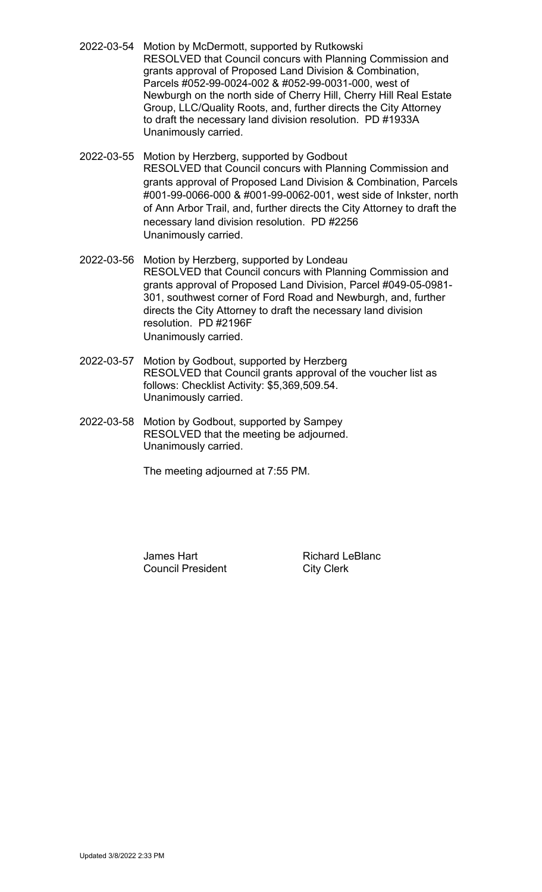2022-03-54 Motion by McDermott, supported by Rutkowski
RESOLVED that Council concurs with Planning Commission and grants approval of Proposed Land Division & Combination, Parcels #052-99-0024-002 & #052-99-0031-000, west of Newburgh on the north side of Cherry Hill, Cherry Hill Real Estate Group, LLC/Quality Roots, and, further directs the City Attorney to draft the necessary land division resolution. PD #1933A
Unanimously carried.

2022-03-55 Motion by Herzberg, supported by Godbout
RESOLVED that Council concurs with Planning Commission and grants approval of Proposed Land Division & Combination, Parcels #001-99-0066-000 & #001-99-0062-001, west side of Inkster, north of Ann Arbor Trail, and, further directs the City Attorney to draft the necessary land division resolution. PD #2256
Unanimously carried.

2022-03-56 Motion by Herzberg, supported by Londeau
RESOLVED that Council concurs with Planning Commission and grants approval of Proposed Land Division, Parcel #049-05-0981-301, southwest corner of Ford Road and Newburgh, and, further directs the City Attorney to draft the necessary land division resolution. PD #2196F
Unanimously carried.

2022-03-57 Motion by Godbout, supported by Herzberg
RESOLVED that Council grants approval of the voucher list as follows: Checklist Activity: $5,369,509.54.
Unanimously carried.

2022-03-58 Motion by Godbout, supported by Sampey
RESOLVED that the meeting be adjourned.
Unanimously carried.

The meeting adjourned at 7:55 PM.

James Hart
Council President

Richard LeBlanc
City Clerk

Updated 3/8/2022 2:33 PM